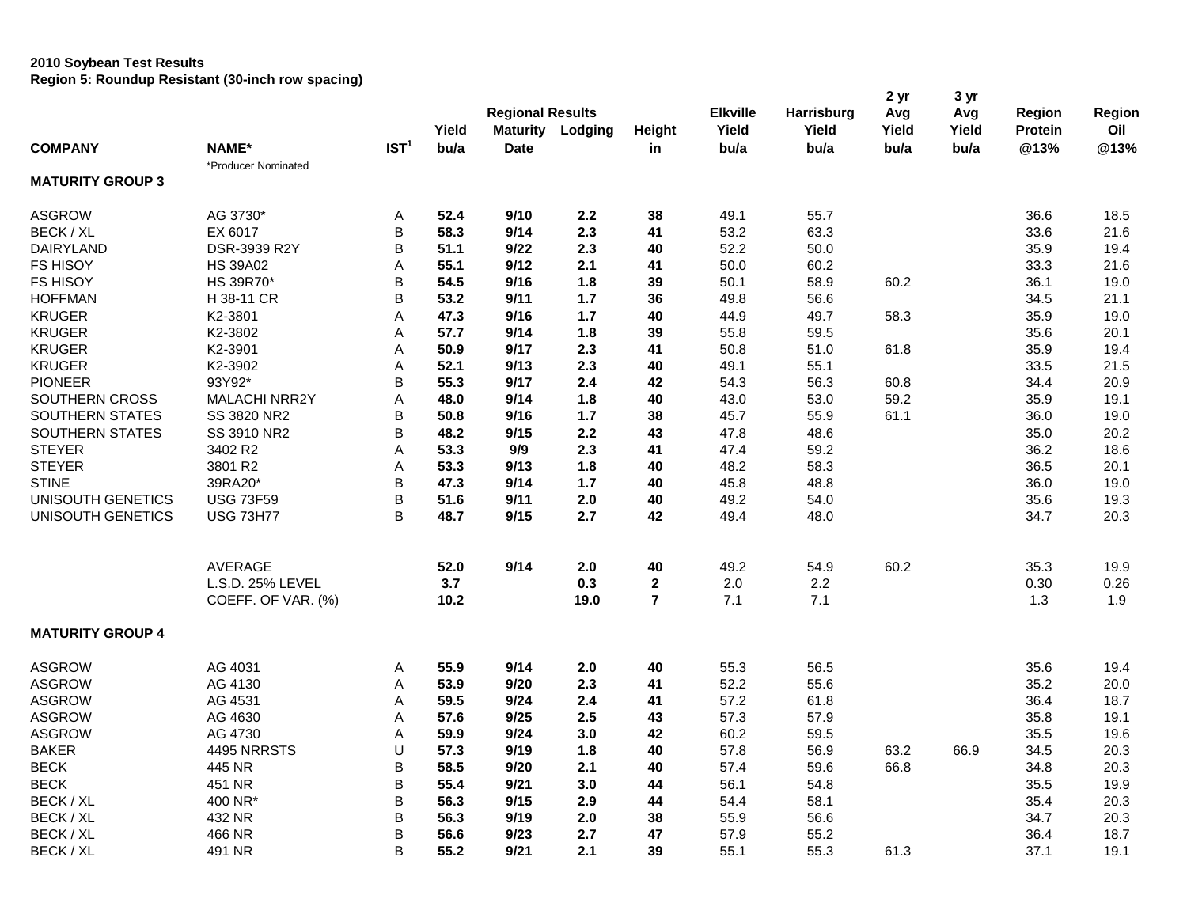**2010 Soybean Test Results**
**Region 5: Roundup Resistant (30-inch row spacing)**

| COMPANY | NAME* | IST[1] | Yield bu/a | Regional Results Maturity Date | Lodging | Height in | Elkville Yield bu/a | Harrisburg Yield bu/a | 2 yr Avg Yield bu/a | 3 yr Avg Yield bu/a | Region Protein @13% | Region Oil @13% |
|---|---|---|---|---|---|---|---|---|---|---|---|---|
| | *Producer Nominated | | | | | | | | | | | |
| **MATURITY GROUP 3** | | | | | | | | | | | | |
| ASGROW | AG 3730* | A | **52.4** | **9/10** | **2.2** | **38** | 49.1 | 55.7 | | | 36.6 | 18.5 |
| BECK / XL | EX 6017 | B | **58.3** | **9/14** | **2.3** | **41** | 53.2 | 63.3 | | | 33.6 | 21.6 |
| DAIRYLAND | DSR-3939 R2Y | B | **51.1** | **9/22** | **2.3** | **40** | 52.2 | 50.0 | | | 35.9 | 19.4 |
| FS HISOY | HS 39A02 | A | **55.1** | **9/12** | **2.1** | **41** | 50.0 | 60.2 | | | 33.3 | 21.6 |
| FS HISOY | HS 39R70* | B | **54.5** | **9/16** | **1.8** | **39** | 50.1 | 58.9 | 60.2 | | 36.1 | 19.0 |
| HOFFMAN | H 38-11 CR | B | **53.2** | **9/11** | **1.7** | **36** | 49.8 | 56.6 | | | 34.5 | 21.1 |
| KRUGER | K2-3801 | A | **47.3** | **9/16** | **1.7** | **40** | 44.9 | 49.7 | 58.3 | | 35.9 | 19.0 |
| KRUGER | K2-3802 | A | **57.7** | **9/14** | **1.8** | **39** | 55.8 | 59.5 | | | 35.6 | 20.1 |
| KRUGER | K2-3901 | A | **50.9** | **9/17** | **2.3** | **41** | 50.8 | 51.0 | 61.8 | | 35.9 | 19.4 |
| KRUGER | K2-3902 | A | **52.1** | **9/13** | **2.3** | **40** | 49.1 | 55.1 | | | 33.5 | 21.5 |
| PIONEER | 93Y92* | B | **55.3** | **9/17** | **2.4** | **42** | 54.3 | 56.3 | 60.8 | | 34.4 | 20.9 |
| SOUTHERN CROSS | MALACHI NRR2Y | A | **48.0** | **9/14** | **1.8** | **40** | 43.0 | 53.0 | 59.2 | | 35.9 | 19.1 |
| SOUTHERN STATES | SS 3820 NR2 | B | **50.8** | **9/16** | **1.7** | **38** | 45.7 | 55.9 | 61.1 | | 36.0 | 19.0 |
| SOUTHERN STATES | SS 3910 NR2 | B | **48.2** | **9/15** | **2.2** | **43** | 47.8 | 48.6 | | | 35.0 | 20.2 |
| STEYER | 3402 R2 | A | **53.3** | **9/9** | **2.3** | **41** | 47.4 | 59.2 | | | 36.2 | 18.6 |
| STEYER | 3801 R2 | A | **53.3** | **9/13** | **1.8** | **40** | 48.2 | 58.3 | | | 36.5 | 20.1 |
| STINE | 39RA20* | B | **47.3** | **9/14** | **1.7** | **40** | 45.8 | 48.8 | | | 36.0 | 19.0 |
| UNISOUTH GENETICS | USG 73F59 | B | **51.6** | **9/11** | **2.0** | **40** | 49.2 | 54.0 | | | 35.6 | 19.3 |
| UNISOUTH GENETICS | USG 73H77 | B | **48.7** | **9/15** | **2.7** | **42** | 49.4 | 48.0 | | | 34.7 | 20.3 |
| | AVERAGE | | **52.0** | **9/14** | **2.0** | **40** | 49.2 | 54.9 | 60.2 | | 35.3 | 19.9 |
| | L.S.D. 25% LEVEL | | **3.7** | | **0.3** | **2** | 2.0 | 2.2 | | | 0.30 | 0.26 |
| | COEFF. OF VAR. (%) | | **10.2** | | **19.0** | **7** | 7.1 | 7.1 | | | 1.3 | 1.9 |
| **MATURITY GROUP 4** | | | | | | | | | | | | |
| ASGROW | AG 4031 | A | **55.9** | **9/14** | **2.0** | **40** | 55.3 | 56.5 | | | 35.6 | 19.4 |
| ASGROW | AG 4130 | A | **53.9** | **9/20** | **2.3** | **41** | 52.2 | 55.6 | | | 35.2 | 20.0 |
| ASGROW | AG 4531 | A | **59.5** | **9/24** | **2.4** | **41** | 57.2 | 61.8 | | | 36.4 | 18.7 |
| ASGROW | AG 4630 | A | **57.6** | **9/25** | **2.5** | **43** | 57.3 | 57.9 | | | 35.8 | 19.1 |
| ASGROW | AG 4730 | A | **59.9** | **9/24** | **3.0** | **42** | 60.2 | 59.5 | | | 35.5 | 19.6 |
| BAKER | 4495 NRRSTS | U | **57.3** | **9/19** | **1.8** | **40** | 57.8 | 56.9 | 63.2 | 66.9 | 34.5 | 20.3 |
| BECK | 445 NR | B | **58.5** | **9/20** | **2.1** | **40** | 57.4 | 59.6 | 66.8 | | 34.8 | 20.3 |
| BECK | 451 NR | B | **55.4** | **9/21** | **3.0** | **44** | 56.1 | 54.8 | | | 35.5 | 19.9 |
| BECK / XL | 400 NR* | B | **56.3** | **9/15** | **2.9** | **44** | 54.4 | 58.1 | | | 35.4 | 20.3 |
| BECK / XL | 432 NR | B | **56.3** | **9/19** | **2.0** | **38** | 55.9 | 56.6 | | | 34.7 | 20.3 |
| BECK / XL | 466 NR | B | **56.6** | **9/23** | **2.7** | **47** | 57.9 | 55.2 | | | 36.4 | 18.7 |
| BECK / XL | 491 NR | B | **55.2** | **9/21** | **2.1** | **39** | 55.1 | 55.3 | 61.3 | | 37.1 | 19.1 |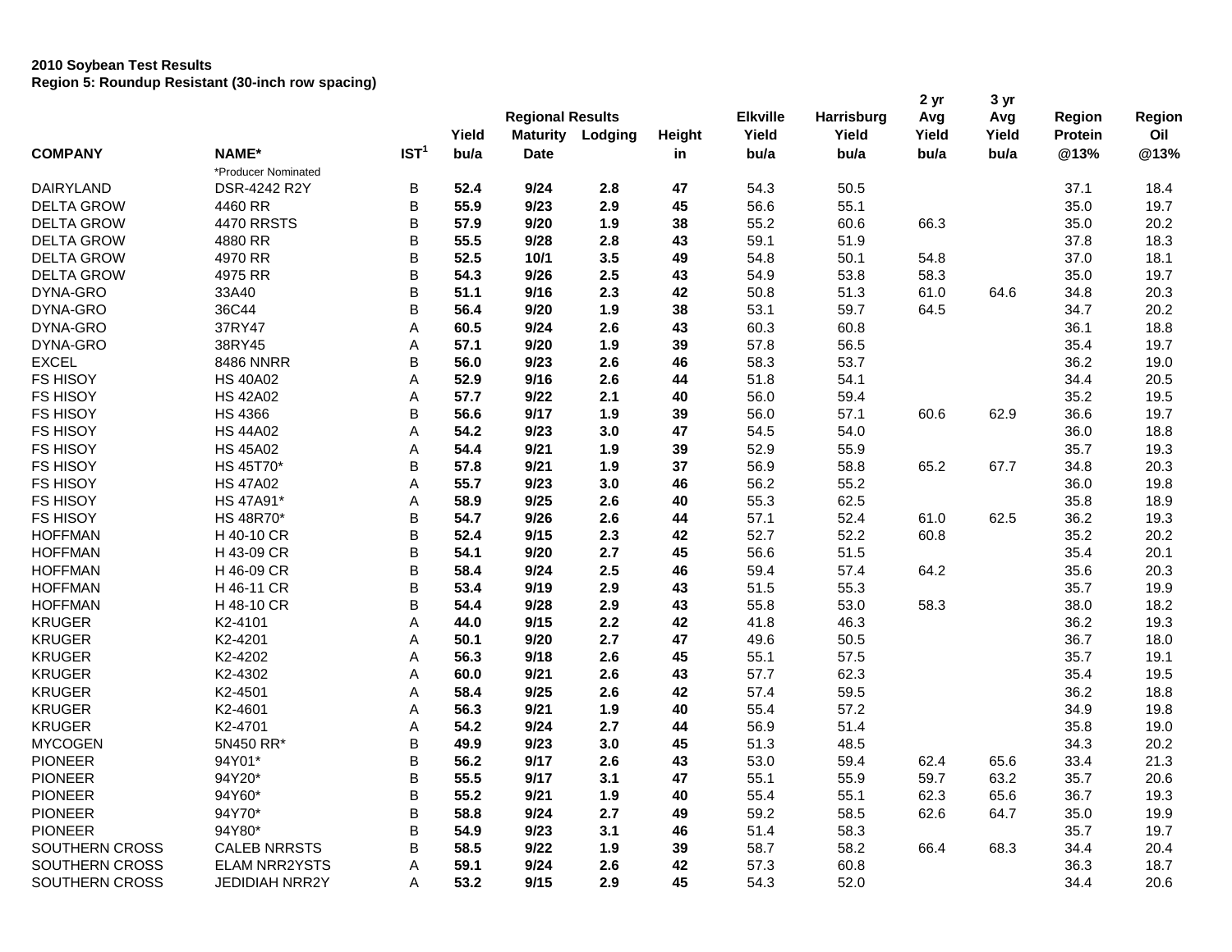**2010 Soybean Test Results**
**Region 5: Roundup Resistant (30-inch row spacing)**

| | | | | Regional Results | | | Elkville | Harrisburg | 2 yr | 3 yr | Region | Region |
|---|---|---|---|---|---|---|---|---|---|---|---|---|
| | | | Yield | Maturity | Lodging | Height | Yield | Yield | Avg Yield | Avg Yield | Protein | Oil |
| **COMPANY** | **NAME*** | **IST[1]** | **bu/a** | **Date** | | **in** | **bu/a** | **bu/a** | **bu/a** | **bu/a** | **@13%** | **@13%** |
| | *Producer Nominated | | | | | | | | | | | |
| DAIRYLAND | DSR-4242 R2Y | B | **52.4** | **9/24** | **2.8** | **47** | 54.3 | 50.5 | | | 37.1 | 18.4 |
| DELTA GROW | 4460 RR | B | **55.9** | **9/23** | **2.9** | **45** | 56.6 | 55.1 | | | 35.0 | 19.7 |
| DELTA GROW | 4470 RRSTS | B | **57.9** | **9/20** | **1.9** | **38** | 55.2 | 60.6 | 66.3 | | 35.0 | 20.2 |
| DELTA GROW | 4880 RR | B | **55.5** | **9/28** | **2.8** | **43** | 59.1 | 51.9 | | | 37.8 | 18.3 |
| DELTA GROW | 4970 RR | B | **52.5** | **10/1** | **3.5** | **49** | 54.8 | 50.1 | 54.8 | | 37.0 | 18.1 |
| DELTA GROW | 4975 RR | B | **54.3** | **9/26** | **2.5** | **43** | 54.9 | 53.8 | 58.3 | | 35.0 | 19.7 |
| DYNA-GRO | 33A40 | B | **51.1** | **9/16** | **2.3** | **42** | 50.8 | 51.3 | 61.0 | 64.6 | 34.8 | 20.3 |
| DYNA-GRO | 36C44 | B | **56.4** | **9/20** | **1.9** | **38** | 53.1 | 59.7 | 64.5 | | 34.7 | 20.2 |
| DYNA-GRO | 37RY47 | A | **60.5** | **9/24** | **2.6** | **43** | 60.3 | 60.8 | | | 36.1 | 18.8 |
| DYNA-GRO | 38RY45 | A | **57.1** | **9/20** | **1.9** | **39** | 57.8 | 56.5 | | | 35.4 | 19.7 |
| EXCEL | 8486 NNRR | B | **56.0** | **9/23** | **2.6** | **46** | 58.3 | 53.7 | | | 36.2 | 19.0 |
| FS HISOY | HS 40A02 | A | **52.9** | **9/16** | **2.6** | **44** | 51.8 | 54.1 | | | 34.4 | 20.5 |
| FS HISOY | HS 42A02 | A | **57.7** | **9/22** | **2.1** | **40** | 56.0 | 59.4 | | | 35.2 | 19.5 |
| FS HISOY | HS 4366 | B | **56.6** | **9/17** | **1.9** | **39** | 56.0 | 57.1 | 60.6 | 62.9 | 36.6 | 19.7 |
| FS HISOY | HS 44A02 | A | **54.2** | **9/23** | **3.0** | **47** | 54.5 | 54.0 | | | 36.0 | 18.8 |
| FS HISOY | HS 45A02 | A | **54.4** | **9/21** | **1.9** | **39** | 52.9 | 55.9 | | | 35.7 | 19.3 |
| FS HISOY | HS 45T70* | B | **57.8** | **9/21** | **1.9** | **37** | 56.9 | 58.8 | 65.2 | 67.7 | 34.8 | 20.3 |
| FS HISOY | HS 47A02 | A | **55.7** | **9/23** | **3.0** | **46** | 56.2 | 55.2 | | | 36.0 | 19.8 |
| FS HISOY | HS 47A91* | A | **58.9** | **9/25** | **2.6** | **40** | 55.3 | 62.5 | | | 35.8 | 18.9 |
| FS HISOY | HS 48R70* | B | **54.7** | **9/26** | **2.6** | **44** | 57.1 | 52.4 | 61.0 | 62.5 | 36.2 | 19.3 |
| HOFFMAN | H 40-10 CR | B | **52.4** | **9/15** | **2.3** | **42** | 52.7 | 52.2 | 60.8 | | 35.2 | 20.2 |
| HOFFMAN | H 43-09 CR | B | **54.1** | **9/20** | **2.7** | **45** | 56.6 | 51.5 | | | 35.4 | 20.1 |
| HOFFMAN | H 46-09 CR | B | **58.4** | **9/24** | **2.5** | **46** | 59.4 | 57.4 | 64.2 | | 35.6 | 20.3 |
| HOFFMAN | H 46-11 CR | B | **53.4** | **9/19** | **2.9** | **43** | 51.5 | 55.3 | | | 35.7 | 19.9 |
| HOFFMAN | H 48-10 CR | B | **54.4** | **9/28** | **2.9** | **43** | 55.8 | 53.0 | 58.3 | | 38.0 | 18.2 |
| KRUGER | K2-4101 | A | **44.0** | **9/15** | **2.2** | **42** | 41.8 | 46.3 | | | 36.2 | 19.3 |
| KRUGER | K2-4201 | A | **50.1** | **9/20** | **2.7** | **47** | 49.6 | 50.5 | | | 36.7 | 18.0 |
| KRUGER | K2-4202 | A | **56.3** | **9/18** | **2.6** | **45** | 55.1 | 57.5 | | | 35.7 | 19.1 |
| KRUGER | K2-4302 | A | **60.0** | **9/21** | **2.6** | **43** | 57.7 | 62.3 | | | 35.4 | 19.5 |
| KRUGER | K2-4501 | A | **58.4** | **9/25** | **2.6** | **42** | 57.4 | 59.5 | | | 36.2 | 18.8 |
| KRUGER | K2-4601 | A | **56.3** | **9/21** | **1.9** | **40** | 55.4 | 57.2 | | | 34.9 | 19.8 |
| KRUGER | K2-4701 | A | **54.2** | **9/24** | **2.7** | **44** | 56.9 | 51.4 | | | 35.8 | 19.0 |
| MYCOGEN | 5N450 RR* | B | **49.9** | **9/23** | **3.0** | **45** | 51.3 | 48.5 | | | 34.3 | 20.2 |
| PIONEER | 94Y01* | B | **56.2** | **9/17** | **2.6** | **43** | 53.0 | 59.4 | 62.4 | 65.6 | 33.4 | 21.3 |
| PIONEER | 94Y20* | B | **55.5** | **9/17** | **3.1** | **47** | 55.1 | 55.9 | 59.7 | 63.2 | 35.7 | 20.6 |
| PIONEER | 94Y60* | B | **55.2** | **9/21** | **1.9** | **40** | 55.4 | 55.1 | 62.3 | 65.6 | 36.7 | 19.3 |
| PIONEER | 94Y70* | B | **58.8** | **9/24** | **2.7** | **49** | 59.2 | 58.5 | 62.6 | 64.7 | 35.0 | 19.9 |
| PIONEER | 94Y80* | B | **54.9** | **9/23** | **3.1** | **46** | 51.4 | 58.3 | | | 35.7 | 19.7 |
| SOUTHERN CROSS | CALEB NRRSTS | B | **58.5** | **9/22** | **1.9** | **39** | 58.7 | 58.2 | 66.4 | 68.3 | 34.4 | 20.4 |
| SOUTHERN CROSS | ELAM NRR2YSTS | A | **59.1** | **9/24** | **2.6** | **42** | 57.3 | 60.8 | | | 36.3 | 18.7 |
| SOUTHERN CROSS | JEDIDIAH NRR2Y | A | **53.2** | **9/15** | **2.9** | **45** | 54.3 | 52.0 | | | 34.4 | 20.6 |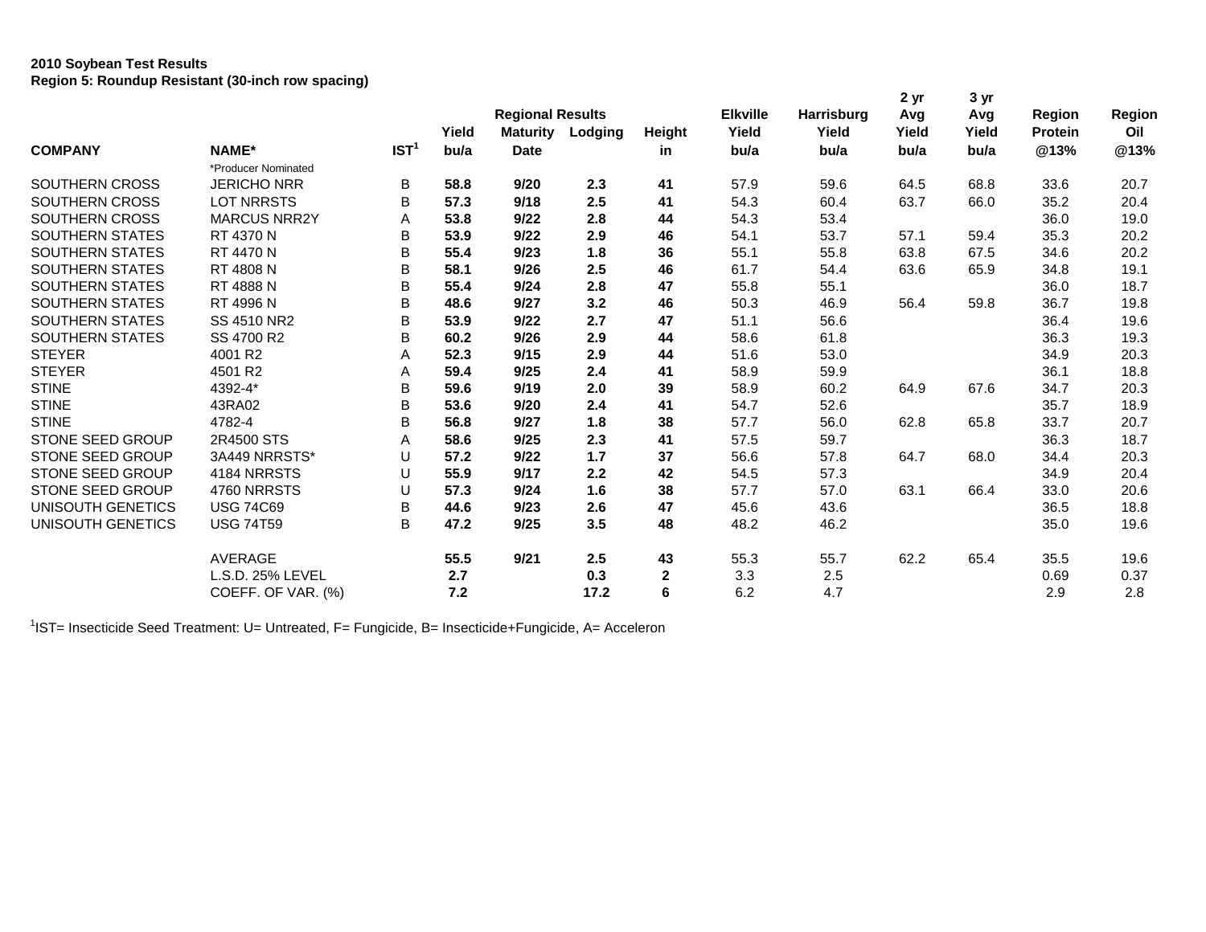**2010 Soybean Test Results**
**Region 5: Roundup Resistant (30-inch row spacing)**

| COMPANY | NAME* | IST[1] | Yield bu/a | Regional Results Maturity Date | Lodging | Height in | Elkville Yield bu/a | Harrisburg Yield bu/a | 2 yr Avg Yield bu/a | 3 yr Avg Yield bu/a | Region Protein @13% | Region Oil @13% |
|---|---|---|---|---|---|---|---|---|---|---|---|---|
| | *Producer Nominated | | | | | | | | | | | |
| SOUTHERN CROSS | JERICHO NRR | B | **58.8** | **9/20** | **2.3** | **41** | 57.9 | 59.6 | 64.5 | 68.8 | 33.6 | 20.7 |
| SOUTHERN CROSS | LOT NRRSTS | B | **57.3** | **9/18** | **2.5** | **41** | 54.3 | 60.4 | 63.7 | 66.0 | 35.2 | 20.4 |
| SOUTHERN CROSS | MARCUS NRR2Y | A | **53.8** | **9/22** | **2.8** | **44** | 54.3 | 53.4 | | | 36.0 | 19.0 |
| SOUTHERN STATES | RT 4370 N | B | **53.9** | **9/22** | **2.9** | **46** | 54.1 | 53.7 | 57.1 | 59.4 | 35.3 | 20.2 |
| SOUTHERN STATES | RT 4470 N | B | **55.4** | **9/23** | **1.8** | **36** | 55.1 | 55.8 | 63.8 | 67.5 | 34.6 | 20.2 |
| SOUTHERN STATES | RT 4808 N | B | **58.1** | **9/26** | **2.5** | **46** | 61.7 | 54.4 | 63.6 | 65.9 | 34.8 | 19.1 |
| SOUTHERN STATES | RT 4888 N | B | **55.4** | **9/24** | **2.8** | **47** | 55.8 | 55.1 | | | 36.0 | 18.7 |
| SOUTHERN STATES | RT 4996 N | B | **48.6** | **9/27** | **3.2** | **46** | 50.3 | 46.9 | 56.4 | 59.8 | 36.7 | 19.8 |
| SOUTHERN STATES | SS 4510 NR2 | B | **53.9** | **9/22** | **2.7** | **47** | 51.1 | 56.6 | | | 36.4 | 19.6 |
| SOUTHERN STATES | SS 4700 R2 | B | **60.2** | **9/26** | **2.9** | **44** | 58.6 | 61.8 | | | 36.3 | 19.3 |
| STEYER | 4001 R2 | A | **52.3** | **9/15** | **2.9** | **44** | 51.6 | 53.0 | | | 34.9 | 20.3 |
| STEYER | 4501 R2 | A | **59.4** | **9/25** | **2.4** | **41** | 58.9 | 59.9 | | | 36.1 | 18.8 |
| STINE | 4392-4* | B | **59.6** | **9/19** | **2.0** | **39** | 58.9 | 60.2 | 64.9 | 67.6 | 34.7 | 20.3 |
| STINE | 43RA02 | B | **53.6** | **9/20** | **2.4** | **41** | 54.7 | 52.6 | | | 35.7 | 18.9 |
| STINE | 4782-4 | B | **56.8** | **9/27** | **1.8** | **38** | 57.7 | 56.0 | 62.8 | 65.8 | 33.7 | 20.7 |
| STONE SEED GROUP | 2R4500 STS | A | **58.6** | **9/25** | **2.3** | **41** | 57.5 | 59.7 | | | 36.3 | 18.7 |
| STONE SEED GROUP | 3A449 NRRSTS* | U | **57.2** | **9/22** | **1.7** | **37** | 56.6 | 57.8 | 64.7 | 68.0 | 34.4 | 20.3 |
| STONE SEED GROUP | 4184 NRRSTS | U | **55.9** | **9/17** | **2.2** | **42** | 54.5 | 57.3 | | | 34.9 | 20.4 |
| STONE SEED GROUP | 4760 NRRSTS | U | **57.3** | **9/24** | **1.6** | **38** | 57.7 | 57.0 | 63.1 | 66.4 | 33.0 | 20.6 |
| UNISOUTH GENETICS | USG 74C69 | B | **44.6** | **9/23** | **2.6** | **47** | 45.6 | 43.6 | | | 36.5 | 18.8 |
| UNISOUTH GENETICS | USG 74T59 | B | **47.2** | **9/25** | **3.5** | **48** | 48.2 | 46.2 | | | 35.0 | 19.6 |
| | AVERAGE | | **55.5** | **9/21** | **2.5** | **43** | 55.3 | 55.7 | 62.2 | 65.4 | 35.5 | 19.6 |
| | L.S.D. 25% LEVEL | | **2.7** | | **0.3** | **2** | 3.3 | 2.5 | | | 0.69 | 0.37 |
| | COEFF. OF VAR. (%) | | **7.2** | | **17.2** | **6** | 6.2 | 4.7 | | | 2.9 | 2.8 |

[1]IST= Insecticide Seed Treatment: U= Untreated, F= Fungicide, B= Insecticide+Fungicide, A= Acceleron